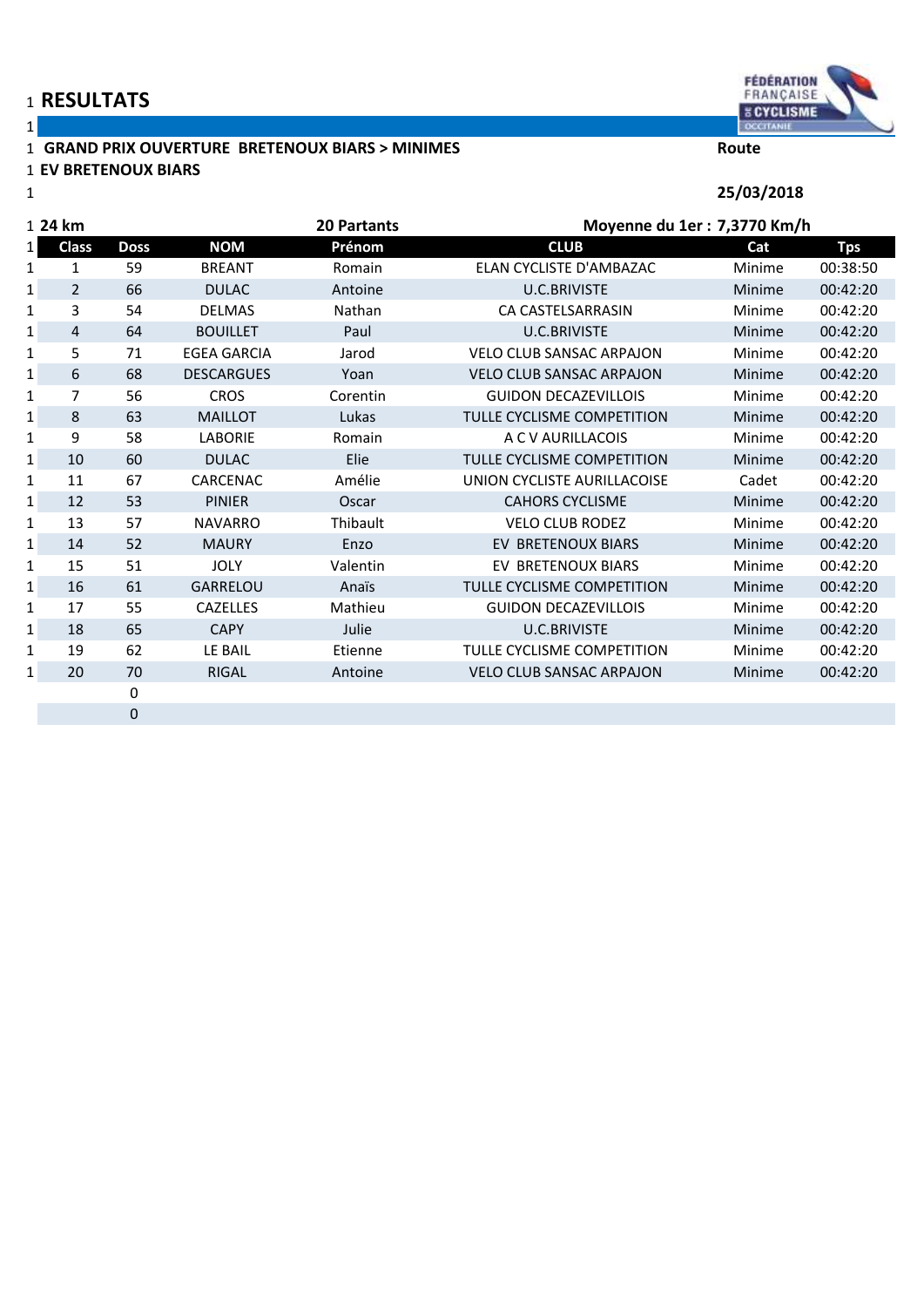# RESULTATS

**GRAND PRIX OUVERTURE BRETENOUX BIARS > MINIMES** **Route**

**EV BRETENOUX BIARS**

**25/03/2018**

**24 km** **20 Partants** **Moyenne du 1er : 7,3770 Km/h**

| Class | Doss | NOM | Prénom | CLUB | Cat | Tps |
|---|---|---|---|---|---|---|
| 1 | 59 | BREANT | Romain | ELAN CYCLISTE D'AMBAZAC | Minime | 00:38:50 |
| 2 | 66 | DULAC | Antoine | U.C.BRIVISTE | Minime | 00:42:20 |
| 3 | 54 | DELMAS | Nathan | CA CASTELSARRASIN | Minime | 00:42:20 |
| 4 | 64 | BOUILLET | Paul | U.C.BRIVISTE | Minime | 00:42:20 |
| 5 | 71 | EGEA GARCIA | Jarod | VELO CLUB SANSAC ARPAJON | Minime | 00:42:20 |
| 6 | 68 | DESCARGUES | Yoan | VELO CLUB SANSAC ARPAJON | Minime | 00:42:20 |
| 7 | 56 | CROS | Corentin | GUIDON DECAZEVILLOIS | Minime | 00:42:20 |
| 8 | 63 | MAILLOT | Lukas | TULLE CYCLISME COMPETITION | Minime | 00:42:20 |
| 9 | 58 | LABORIE | Romain | A C V AURILLACOIS | Minime | 00:42:20 |
| 10 | 60 | DULAC | Elie | TULLE CYCLISME COMPETITION | Minime | 00:42:20 |
| 11 | 67 | CARCENAC | Amélie | UNION CYCLISTE AURILLACOISE | Cadet | 00:42:20 |
| 12 | 53 | PINIER | Oscar | CAHORS CYCLISME | Minime | 00:42:20 |
| 13 | 57 | NAVARRO | Thibault | VELO CLUB RODEZ | Minime | 00:42:20 |
| 14 | 52 | MAURY | Enzo | EV BRETENOUX BIARS | Minime | 00:42:20 |
| 15 | 51 | JOLY | Valentin | EV BRETENOUX BIARS | Minime | 00:42:20 |
| 16 | 61 | GARRELOU | Anaïs | TULLE CYCLISME COMPETITION | Minime | 00:42:20 |
| 17 | 55 | CAZELLES | Mathieu | GUIDON DECAZEVILLOIS | Minime | 00:42:20 |
| 18 | 65 | CAPY | Julie | U.C.BRIVISTE | Minime | 00:42:20 |
| 19 | 62 | LE BAIL | Etienne | TULLE CYCLISME COMPETITION | Minime | 00:42:20 |
| 20 | 70 | RIGAL | Antoine | VELO CLUB SANSAC ARPAJON | Minime | 00:42:20 |
| | 0 | | | | | |
| | 0 | | | | | |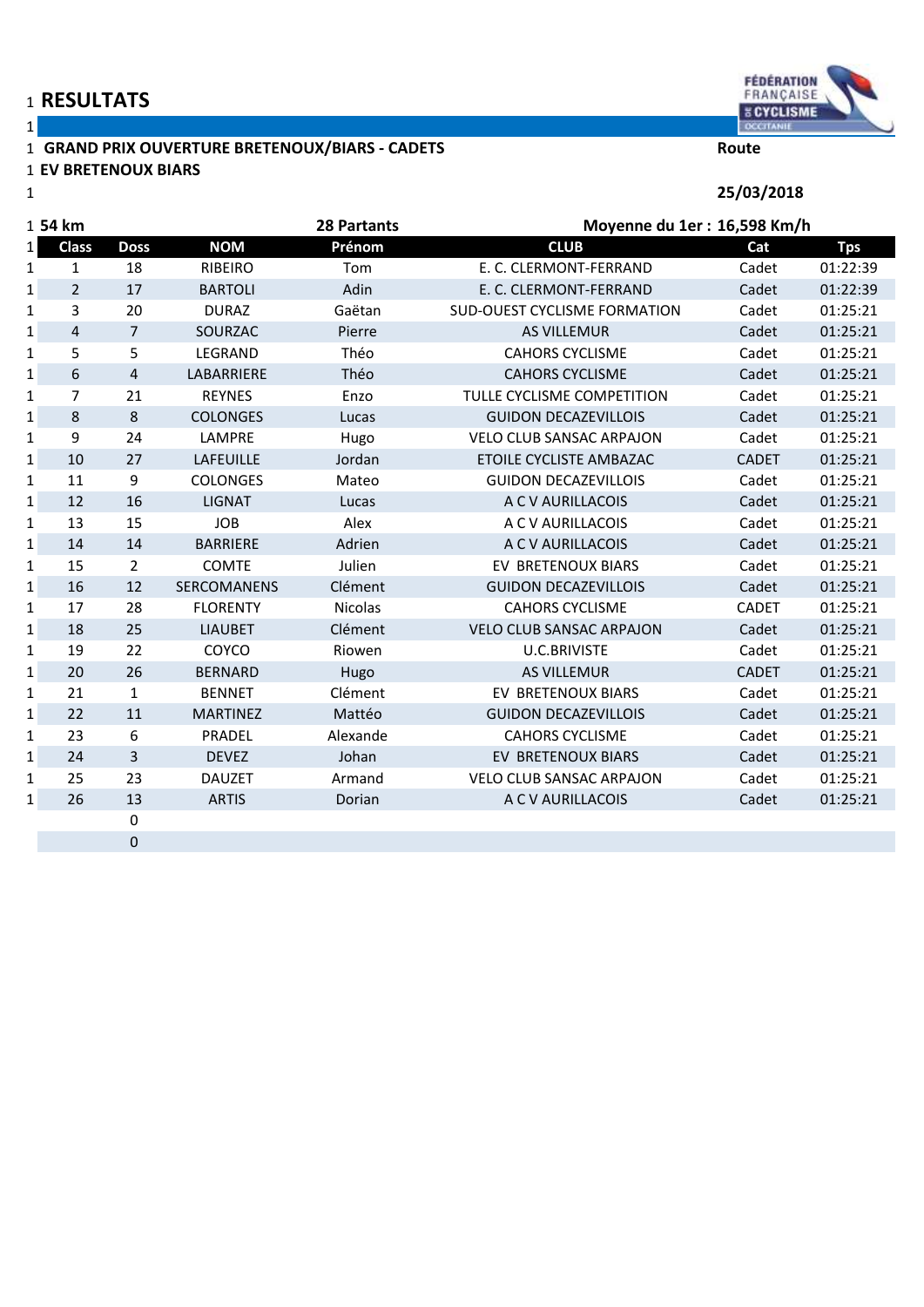# RESULTS

**GRAND PRIX OUVERTURE BRETENOUX/BIARS - CADETS** **Route**

**EV BRETENOUX BIARS**

**25/03/2018**

| 54 km | | 28 Partants | | Moyenne du 1er : 16,598 Km/h | | |
|---|---|---|---|---|---|---|
| **Class** | **Doss** | **NOM** | **Prénom** | **CLUB** | **Cat** | **Tps** |
| 1 | 18 | RIBEIRO | Tom | E. C. CLERMONT-FERRAND | Cadet | 01:22:39 |
| 2 | 17 | BARTOLI | Adin | E. C. CLERMONT-FERRAND | Cadet | 01:22:39 |
| 3 | 20 | DURAZ | Gaëtan | SUD-OUEST CYCLISME FORMATION | Cadet | 01:25:21 |
| 4 | 7 | SOURZAC | Pierre | AS VILLEMUR | Cadet | 01:25:21 |
| 5 | 5 | LEGRAND | Théo | CAHORS CYCLISME | Cadet | 01:25:21 |
| 6 | 4 | LABARRIERE | Théo | CAHORS CYCLISME | Cadet | 01:25:21 |
| 7 | 21 | REYNES | Enzo | TULLE CYCLISME COMPETITION | Cadet | 01:25:21 |
| 8 | 8 | COLONGES | Lucas | GUIDON DECAZEVILLOIS | Cadet | 01:25:21 |
| 9 | 24 | LAMPRE | Hugo | VELO CLUB SANSAC ARPAJON | Cadet | 01:25:21 |
| 10 | 27 | LAFEUILLE | Jordan | ETOILE CYCLISTE AMBAZAC | CADET | 01:25:21 |
| 11 | 9 | COLONGES | Mateo | GUIDON DECAZEVILLOIS | Cadet | 01:25:21 |
| 12 | 16 | LIGNAT | Lucas | A C V AURILLACOIS | Cadet | 01:25:21 |
| 13 | 15 | JOB | Alex | A C V AURILLACOIS | Cadet | 01:25:21 |
| 14 | 14 | BARRIERE | Adrien | A C V AURILLACOIS | Cadet | 01:25:21 |
| 15 | 2 | COMTE | Julien | EV BRETENOUX BIARS | Cadet | 01:25:21 |
| 16 | 12 | SERCOMANENS | Clément | GUIDON DECAZEVILLOIS | Cadet | 01:25:21 |
| 17 | 28 | FLORENTY | Nicolas | CAHORS CYCLISME | CADET | 01:25:21 |
| 18 | 25 | LIAUBET | Clément | VELO CLUB SANSAC ARPAJON | Cadet | 01:25:21 |
| 19 | 22 | COYCO | Riowen | U.C.BRIVISTE | Cadet | 01:25:21 |
| 20 | 26 | BERNARD | Hugo | AS VILLEMUR | CADET | 01:25:21 |
| 21 | 1 | BENNET | Clément | EV BRETENOUX BIARS | Cadet | 01:25:21 |
| 22 | 11 | MARTINEZ | Mattéo | GUIDON DECAZEVILLOIS | Cadet | 01:25:21 |
| 23 | 6 | PRADEL | Alexande | CAHORS CYCLISME | Cadet | 01:25:21 |
| 24 | 3 | DEVEZ | Johan | EV BRETENOUX BIARS | Cadet | 01:25:21 |
| 25 | 23 | DAUZET | Armand | VELO CLUB SANSAC ARPAJON | Cadet | 01:25:21 |
| 26 | 13 | ARTIS | Dorian | A C V AURILLACOIS | Cadet | 01:25:21 |
| | 0 | | | | | |
| | 0 | | | | | |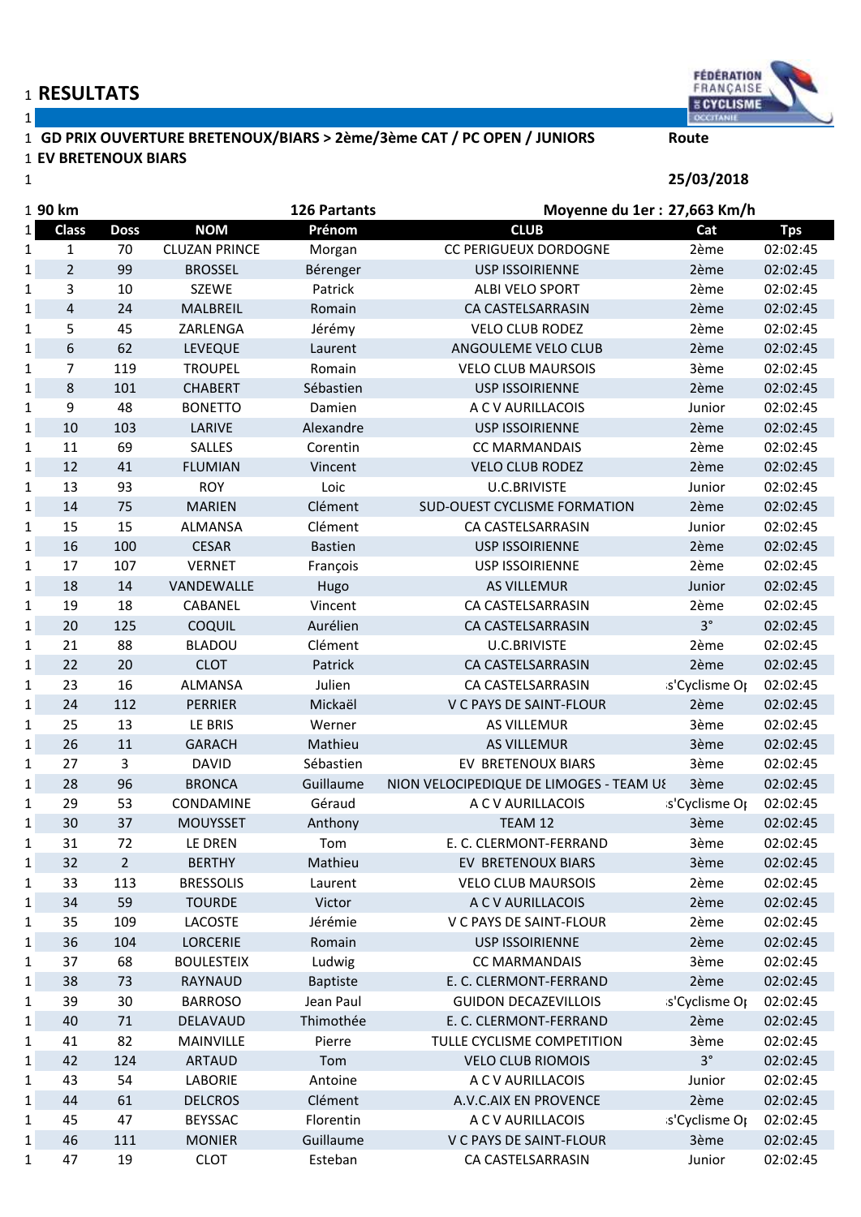# RESULTATS

**GD PRIX OUVERTURE BRETENOUX/BIARS > 2ème/3ème CAT / PC OPEN / JUNIORS** **Route**

**EV BRETENOUX BIARS**

**25/03/2018**

**90 km** **126 Partants** **Moyenne du 1er : 27,663 Km/h**

| Class | Doss | NOM | Prénom | CLUB | Cat | Tps |
|---|---|---|---|---|---|---|
| 1 | 70 | CLUZAN PRINCE | Morgan | CC PERIGUEUX DORDOGNE | 2ème | 02:02:45 |
| 2 | 99 | BROSSEL | Bérenger | USP ISSOIRIENNE | 2ème | 02:02:45 |
| 3 | 10 | SZEWE | Patrick | ALBI VELO SPORT | 2ème | 02:02:45 |
| 4 | 24 | MALBREIL | Romain | CA CASTELSARRASIN | 2ème | 02:02:45 |
| 5 | 45 | ZARLENGA | Jérémy | VELO CLUB RODEZ | 2ème | 02:02:45 |
| 6 | 62 | LEVEQUE | Laurent | ANGOULEME VELO CLUB | 2ème | 02:02:45 |
| 7 | 119 | TROUPEL | Romain | VELO CLUB MAURSOIS | 3ème | 02:02:45 |
| 8 | 101 | CHABERT | Sébastien | USP ISSOIRIENNE | 2ème | 02:02:45 |
| 9 | 48 | BONETTO | Damien | A C V AURILLACOIS | Junior | 02:02:45 |
| 10 | 103 | LARIVE | Alexandre | USP ISSOIRIENNE | 2ème | 02:02:45 |
| 11 | 69 | SALLES | Corentin | CC MARMANDAIS | 2ème | 02:02:45 |
| 12 | 41 | FLUMIAN | Vincent | VELO CLUB RODEZ | 2ème | 02:02:45 |
| 13 | 93 | ROY | Loic | U.C.BRIVISTE | Junior | 02:02:45 |
| 14 | 75 | MARIEN | Clément | SUD-OUEST CYCLISME FORMATION | 2ème | 02:02:45 |
| 15 | 15 | ALMANSA | Clément | CA CASTELSARRASIN | Junior | 02:02:45 |
| 16 | 100 | CESAR | Bastien | USP ISSOIRIENNE | 2ème | 02:02:45 |
| 17 | 107 | VERNET | François | USP ISSOIRIENNE | 2ème | 02:02:45 |
| 18 | 14 | VANDEWALLE | Hugo | AS VILLEMUR | Junior | 02:02:45 |
| 19 | 18 | CABANEL | Vincent | CA CASTELSARRASIN | 2ème | 02:02:45 |
| 20 | 125 | COQUIL | Aurélien | CA CASTELSARRASIN | 3° | 02:02:45 |
| 21 | 88 | BLADOU | Clément | U.C.BRIVISTE | 2ème | 02:02:45 |
| 22 | 20 | CLOT | Patrick | CA CASTELSARRASIN | 2ème | 02:02:45 |
| 23 | 16 | ALMANSA | Julien | CA CASTELSARRASIN | s'Cyclisme O | 02:02:45 |
| 24 | 112 | PERRIER | Mickaël | V C PAYS DE SAINT-FLOUR | 2ème | 02:02:45 |
| 25 | 13 | LE BRIS | Werner | AS VILLEMUR | 3ème | 02:02:45 |
| 26 | 11 | GARACH | Mathieu | AS VILLEMUR | 3ème | 02:02:45 |
| 27 | 3 | DAVID | Sébastien | EV BRETENOUX BIARS | 3ème | 02:02:45 |
| 28 | 96 | BRONCA | Guillaume | NION VELOCIPEDIQUE DE LIMOGES - TEAM U | 3ème | 02:02:45 |
| 29 | 53 | CONDAMINE | Géraud | A C V AURILLACOIS | s'Cyclisme O | 02:02:45 |
| 30 | 37 | MOUYSSET | Anthony | TEAM 12 | 3ème | 02:02:45 |
| 31 | 72 | LE DREN | Tom | E. C. CLERMONT-FERRAND | 3ème | 02:02:45 |
| 32 | 2 | BERTHY | Mathieu | EV BRETENOUX BIARS | 3ème | 02:02:45 |
| 33 | 113 | BRESSOLIS | Laurent | VELO CLUB MAURSOIS | 2ème | 02:02:45 |
| 34 | 59 | TOURDE | Victor | A C V AURILLACOIS | 2ème | 02:02:45 |
| 35 | 109 | LACOSTE | Jérémie | V C PAYS DE SAINT-FLOUR | 2ème | 02:02:45 |
| 36 | 104 | LORCERIE | Romain | USP ISSOIRIENNE | 2ème | 02:02:45 |
| 37 | 68 | BOULESTEIX | Ludwig | CC MARMANDAIS | 3ème | 02:02:45 |
| 38 | 73 | RAYNAUD | Baptiste | E. C. CLERMONT-FERRAND | 2ème | 02:02:45 |
| 39 | 30 | BARROSO | Jean Paul | GUIDON DECAZEVILLOIS | s'Cyclisme O | 02:02:45 |
| 40 | 71 | DELAVAUD | Thimothée | E. C. CLERMONT-FERRAND | 2ème | 02:02:45 |
| 41 | 82 | MAINVILLE | Pierre | TULLE CYCLISME COMPETITION | 3ème | 02:02:45 |
| 42 | 124 | ARTAUD | Tom | VELO CLUB RIOMOIS | 3° | 02:02:45 |
| 43 | 54 | LABORIE | Antoine | A C V AURILLACOIS | Junior | 02:02:45 |
| 44 | 61 | DELCROS | Clément | A.V.C.AIX EN PROVENCE | 2ème | 02:02:45 |
| 45 | 47 | BEYSSAC | Florentin | A C V AURILLACOIS | s'Cyclisme O | 02:02:45 |
| 46 | 111 | MONIER | Guillaume | V C PAYS DE SAINT-FLOUR | 3ème | 02:02:45 |
| 47 | 19 | CLOT | Esteban | CA CASTELSARRASIN | Junior | 02:02:45 |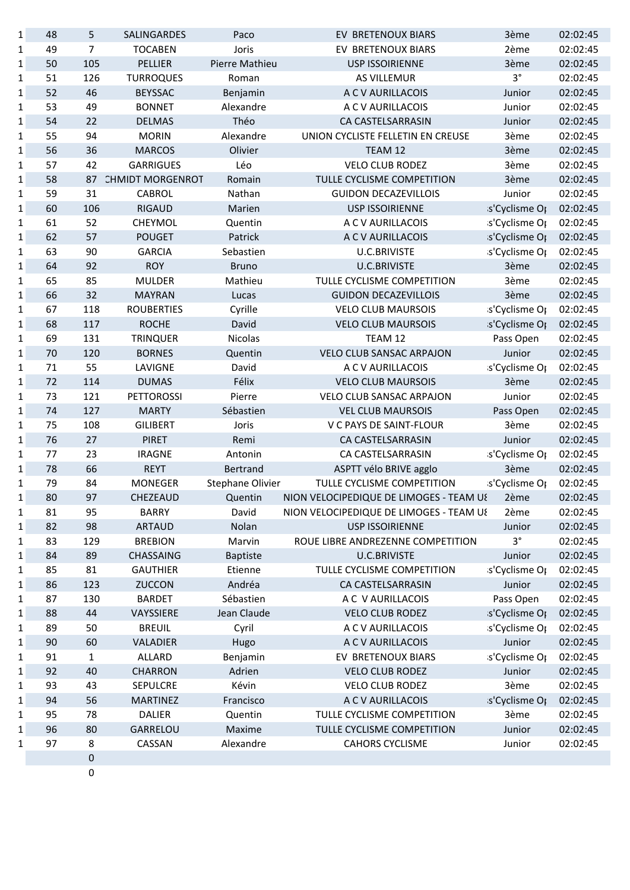| | | | | | | | |
|---|---|---|---|---|---|---|---|
| 1 | 48 | 5 | SALINGARDES | Paco | EV BRETENOUX BIARS | 3ème | 02:02:45 |
| 1 | 49 | 7 | TOCABEN | Joris | EV BRETENOUX BIARS | 2ème | 02:02:45 |
| 1 | 50 | 105 | PELLIER | Pierre Mathieu | USP ISSOIRIENNE | 3ème | 02:02:45 |
| 1 | 51 | 126 | TURROQUES | Roman | AS VILLEMUR | 3° | 02:02:45 |
| 1 | 52 | 46 | BEYSSAC | Benjamin | A C V AURILLACOIS | Junior | 02:02:45 |
| 1 | 53 | 49 | BONNET | Alexandre | A C V AURILLACOIS | Junior | 02:02:45 |
| 1 | 54 | 22 | DELMAS | Théo | CA CASTELSARRASIN | Junior | 02:02:45 |
| 1 | 55 | 94 | MORIN | Alexandre | UNION CYCLISTE FELLETIN EN CREUSE | 3ème | 02:02:45 |
| 1 | 56 | 36 | MARCOS | Olivier | TEAM 12 | 3ème | 02:02:45 |
| 1 | 57 | 42 | GARRIGUES | Léo | VELO CLUB RODEZ | 3ème | 02:02:45 |
| 1 | 58 | 87 | CHMIDT MORGENROT | Romain | TULLE CYCLISME COMPETITION | 3ème | 02:02:45 |
| 1 | 59 | 31 | CABROL | Nathan | GUIDON DECAZEVILLOIS | Junior | 02:02:45 |
| 1 | 60 | 106 | RIGAUD | Marien | USP ISSOIRIENNE | s'Cyclisme O | 02:02:45 |
| 1 | 61 | 52 | CHEYMOL | Quentin | A C V AURILLACOIS | s'Cyclisme O | 02:02:45 |
| 1 | 62 | 57 | POUGET | Patrick | A C V AURILLACOIS | s'Cyclisme O | 02:02:45 |
| 1 | 63 | 90 | GARCIA | Sebastien | U.C.BRIVISTE | s'Cyclisme O | 02:02:45 |
| 1 | 64 | 92 | ROY | Bruno | U.C.BRIVISTE | 3ème | 02:02:45 |
| 1 | 65 | 85 | MULDER | Mathieu | TULLE CYCLISME COMPETITION | 3ème | 02:02:45 |
| 1 | 66 | 32 | MAYRAN | Lucas | GUIDON DECAZEVILLOIS | 3ème | 02:02:45 |
| 1 | 67 | 118 | ROUBERTIES | Cyrille | VELO CLUB MAURSOIS | s'Cyclisme O | 02:02:45 |
| 1 | 68 | 117 | ROCHE | David | VELO CLUB MAURSOIS | s'Cyclisme O | 02:02:45 |
| 1 | 69 | 131 | TRINQUER | Nicolas | TEAM 12 | Pass Open | 02:02:45 |
| 1 | 70 | 120 | BORNES | Quentin | VELO CLUB SANSAC ARPAJON | Junior | 02:02:45 |
| 1 | 71 | 55 | LAVIGNE | David | A C V AURILLACOIS | s'Cyclisme O | 02:02:45 |
| 1 | 72 | 114 | DUMAS | Félix | VELO CLUB MAURSOIS | 3ème | 02:02:45 |
| 1 | 73 | 121 | PETTOROSSI | Pierre | VELO CLUB SANSAC ARPAJON | Junior | 02:02:45 |
| 1 | 74 | 127 | MARTY | Sébastien | VEL CLUB MAURSOIS | Pass Open | 02:02:45 |
| 1 | 75 | 108 | GILIBERT | Joris | V C PAYS DE SAINT-FLOUR | 3ème | 02:02:45 |
| 1 | 76 | 27 | PIRET | Remi | CA CASTELSARRASIN | Junior | 02:02:45 |
| 1 | 77 | 23 | IRAGNE | Antonin | CA CASTELSARRASIN | s'Cyclisme O | 02:02:45 |
| 1 | 78 | 66 | REYT | Bertrand | ASPTT vélo BRIVE agglo | 3ème | 02:02:45 |
| 1 | 79 | 84 | MONEGER | Stephane Olivier | TULLE CYCLISME COMPETITION | s'Cyclisme O | 02:02:45 |
| 1 | 80 | 97 | CHEZEAUD | Quentin | NION VELOCIPEDIQUE DE LIMOGES - TEAM U | 2ème | 02:02:45 |
| 1 | 81 | 95 | BARRY | David | NION VELOCIPEDIQUE DE LIMOGES - TEAM U | 2ème | 02:02:45 |
| 1 | 82 | 98 | ARTAUD | Nolan | USP ISSOIRIENNE | Junior | 02:02:45 |
| 1 | 83 | 129 | BREBION | Marvin | ROUE LIBRE ANDREZENNE COMPETITION | 3° | 02:02:45 |
| 1 | 84 | 89 | CHASSAING | Baptiste | U.C.BRIVISTE | Junior | 02:02:45 |
| 1 | 85 | 81 | GAUTHIER | Etienne | TULLE CYCLISME COMPETITION | s'Cyclisme O | 02:02:45 |
| 1 | 86 | 123 | ZUCCON | Andréa | CA CASTELSARRASIN | Junior | 02:02:45 |
| 1 | 87 | 130 | BARDET | Sébastien | A C V AURILLACOIS | Pass Open | 02:02:45 |
| 1 | 88 | 44 | VAYSSIERE | Jean Claude | VELO CLUB RODEZ | s'Cyclisme O | 02:02:45 |
| 1 | 89 | 50 | BREUIL | Cyril | A C V AURILLACOIS | s'Cyclisme O | 02:02:45 |
| 1 | 90 | 60 | VALADIER | Hugo | A C V AURILLACOIS | Junior | 02:02:45 |
| 1 | 91 | 1 | ALLARD | Benjamin | EV BRETENOUX BIARS | s'Cyclisme O | 02:02:45 |
| 1 | 92 | 40 | CHARRON | Adrien | VELO CLUB RODEZ | Junior | 02:02:45 |
| 1 | 93 | 43 | SEPULCRE | Kévin | VELO CLUB RODEZ | 3ème | 02:02:45 |
| 1 | 94 | 56 | MARTINEZ | Francisco | A C V AURILLACOIS | s'Cyclisme O | 02:02:45 |
| 1 | 95 | 78 | DALIER | Quentin | TULLE CYCLISME COMPETITION | 3ème | 02:02:45 |
| 1 | 96 | 80 | GARRELOU | Maxime | TULLE CYCLISME COMPETITION | Junior | 02:02:45 |
| 1 | 97 | 8 | CASSAN | Alexandre | CAHORS CYCLISME | Junior | 02:02:45 |
| | | 0 | | | | | |
| | | 0 | | | | | |